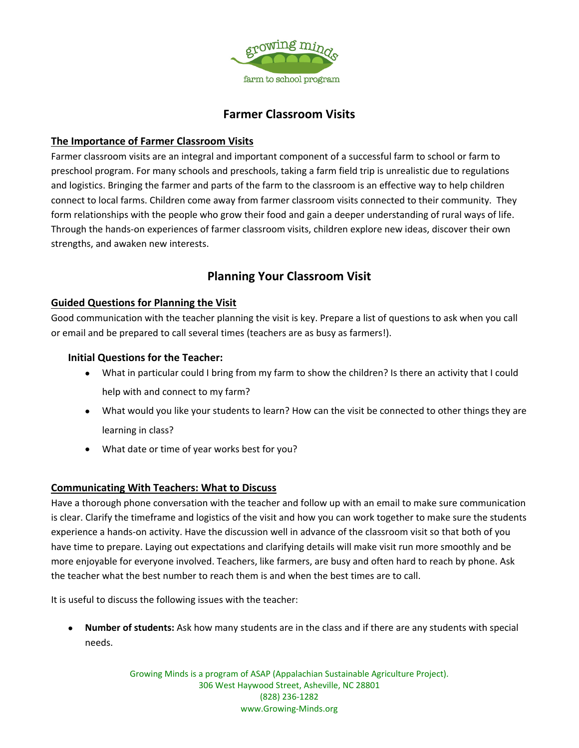# Farmer Classroom Visits

## The Importance of Farmer Classroom Visits

Farmer classroom visits are an integral and important component of a successful farm to school or farm to preschool program. For many schools and preschools, taking a farm field trip is unrealistic due to regulations and logistics. Bringing the farmer and parts of the farm to the classroom is an effective way to help children connect to local farms. Children come away from farmer classroom visits connected to their community. They form relationships with the people who grow their food and gain a deeper understanding of rural ways of life. Through the hands-on experiences of farmer classroom visits, children explore new ideas, discover their own strengths, and awaken new interests.

# Planning Your Classroom Visit

## Guided Questions for Planning the Visit

Good communication with the teacher planning the visit is key. Prepare a list of questions to ask when you call or email and be prepared to call several times (teachers are as busy as farmers!).

### Initial Questions for the Teacher:

- What in particular could I bring from my farm to show the children? Is there an activity that I could help with and connect to my farm?
- What would you like your students to learn? How can the visit be connected to other things they are learning in class?
- What date or time of year works best for you?

## Communicating With Teachers: What to Discuss

Have a thorough phone conversation with the teacher and follow up with an email to make sure communication is clear. Clarify the timeframe and logistics of the visit and how you can work together to make sure the students experience a hands-on activity. Have the discussion well in advance of the classroom visit so that both of you have time to prepare. Laying out expectations and clarifying details will make visit run more smoothly and be more enjoyable for everyone involved. Teachers, like farmers, are busy and often hard to reach by phone. Ask the teacher what the best number to reach them is and when the best times are to call.

It is useful to discuss the following issues with the teacher:

- **Number of students:** Ask how many students are in the class and if there are any students with special needs.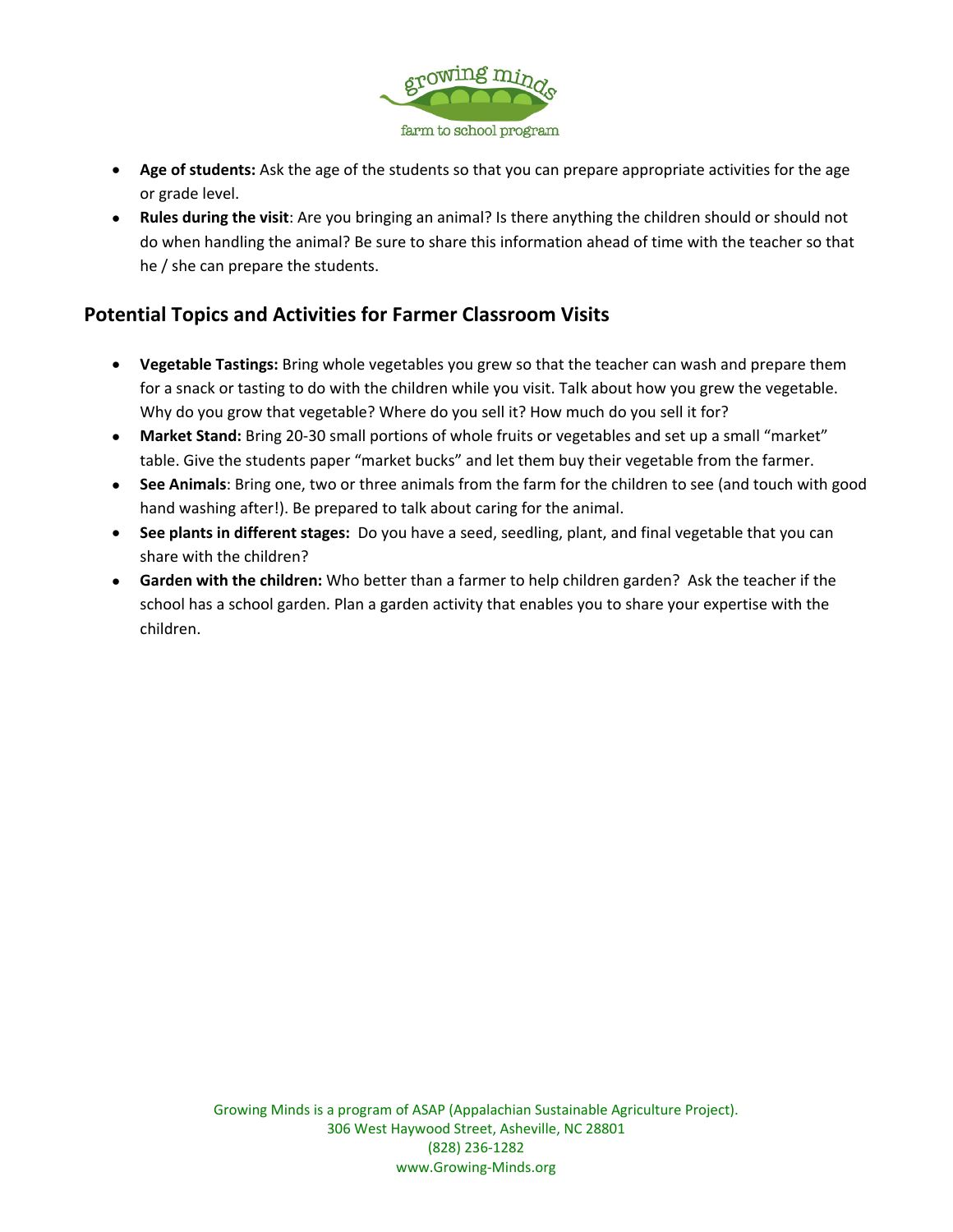- **Age of students:** Ask the age of the students so that you can prepare appropriate activities for the age or grade level.
- **Rules during the visit**: Are you bringing an animal? Is there anything the children should or should not do when handling the animal? Be sure to share this information ahead of time with the teacher so that he / she can prepare the students.

## Potential Topics and Activities for Farmer Classroom Visits

- **Vegetable Tastings:** Bring whole vegetables you grew so that the teacher can wash and prepare them for a snack or tasting to do with the children while you visit. Talk about how you grew the vegetable. Why do you grow that vegetable? Where do you sell it? How much do you sell it for?
- **Market Stand:** Bring 20-30 small portions of whole fruits or vegetables and set up a small "market" table. Give the students paper "market bucks" and let them buy their vegetable from the farmer.
- **See Animals**: Bring one, two or three animals from the farm for the children to see (and touch with good hand washing after!). Be prepared to talk about caring for the animal.
- **See plants in different stages:** Do you have a seed, seedling, plant, and final vegetable that you can share with the children?
- **Garden with the children:** Who better than a farmer to help children garden? Ask the teacher if the school has a school garden. Plan a garden activity that enables you to share your expertise with the children.